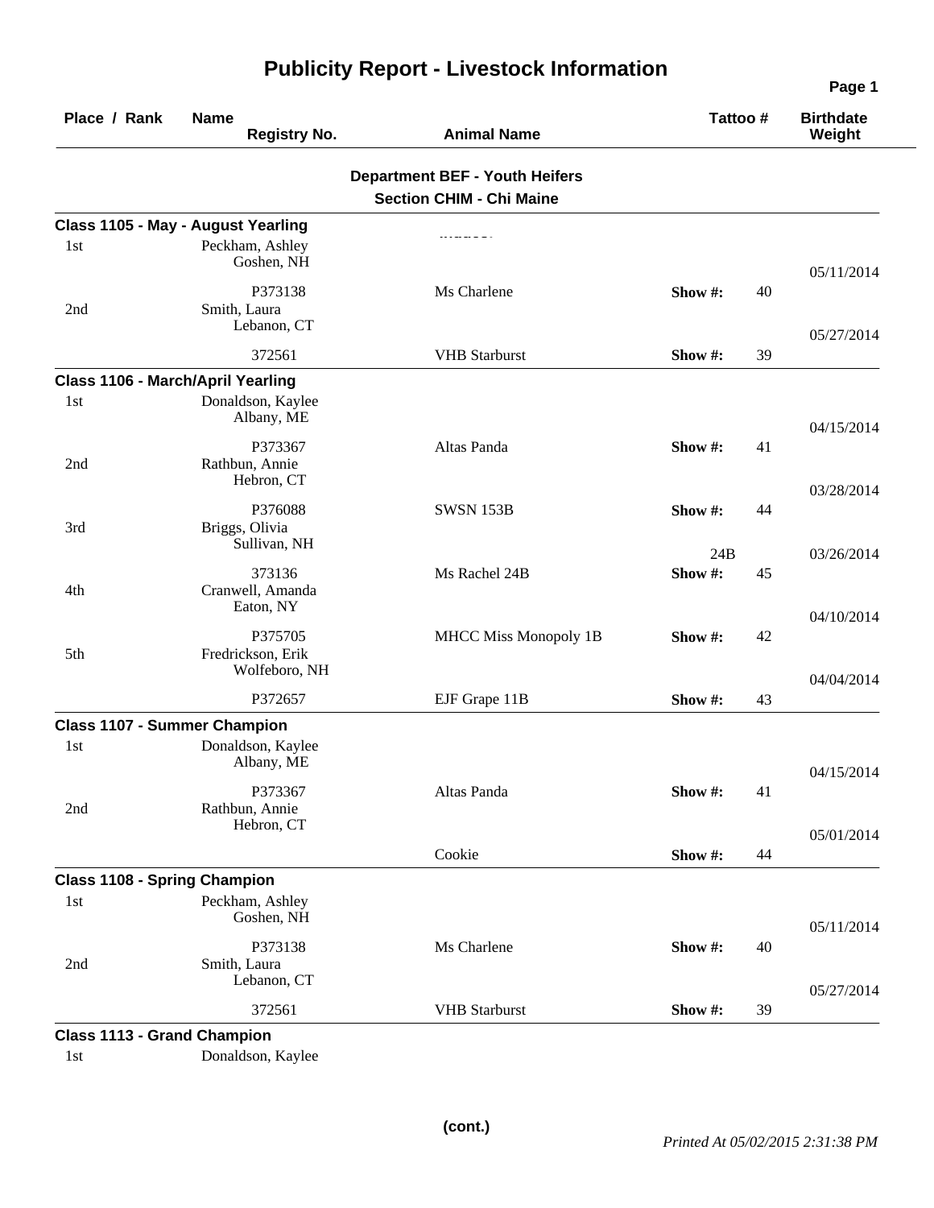# Publicity Report - Livestock Information

| Place / Rank | Name / Registry No. | Animal Name | Tattoo # | | Birthdate / Weight |
|---|---|---|---|---|---|

## Department BEF - Youth Heifers
### Section CHIM - Chi Maine

**Class 1105 - May - August Yearling**

| Place / Rank | Name / Registry No. | Animal Name | Tattoo # | | Birthdate / Weight |
|---|---|---|---|---|---|
| 1st | Peckham, Ashley<br>Goshen, NH | | | | 05/11/2014 |
| | P373138 | Ms Charlene | Show #: | 40 | |
| 2nd | Smith, Laura<br>Lebanon, CT | | | | 05/27/2014 |
| | 372561 | VHB Starburst | Show #: | 39 | |

**Class 1106 - March/April Yearling**

| Place / Rank | Name / Registry No. | Animal Name | Tattoo # | | Birthdate / Weight |
|---|---|---|---|---|---|
| 1st | Donaldson, Kaylee<br>Albany, ME | | | | 04/15/2014 |
| | P373367 | Altas Panda | Show #: | 41 | |
| 2nd | Rathbun, Annie<br>Hebron, CT | | | | 03/28/2014 |
| | P376088 | SWSN 153B | Show #: | 44 | |
| 3rd | Briggs, Olivia<br>Sullivan, NH | | 24B | | 03/26/2014 |
| | 373136 | Ms Rachel 24B | Show #: | 45 | |
| 4th | Cranwell, Amanda<br>Eaton, NY | | | | 04/10/2014 |
| | P375705 | MHCC Miss Monopoly 1B | Show #: | 42 | |
| 5th | Fredrickson, Erik<br>Wolfeboro, NH | | | | 04/04/2014 |
| | P372657 | EJF Grape 11B | Show #: | 43 | |

**Class 1107 - Summer Champion**

| Place / Rank | Name / Registry No. | Animal Name | Tattoo # | | Birthdate / Weight |
|---|---|---|---|---|---|
| 1st | Donaldson, Kaylee<br>Albany, ME | | | | 04/15/2014 |
| | P373367 | Altas Panda | Show #: | 41 | |
| 2nd | Rathbun, Annie<br>Hebron, CT | | | | 05/01/2014 |
| | | Cookie | Show #: | 44 | |

**Class 1108 - Spring Champion**

| Place / Rank | Name / Registry No. | Animal Name | Tattoo # | | Birthdate / Weight |
|---|---|---|---|---|---|
| 1st | Peckham, Ashley<br>Goshen, NH | | | | 05/11/2014 |
| | P373138 | Ms Charlene | Show #: | 40 | |
| 2nd | Smith, Laura<br>Lebanon, CT | | | | 05/27/2014 |
| | 372561 | VHB Starburst | Show #: | 39 | |

**Class 1113 - Grand Champion**

| Place / Rank | Name / Registry No. | Animal Name | Tattoo # | | Birthdate / Weight |
|---|---|---|---|---|---|
| 1st | Donaldson, Kaylee | | | | |

(cont.)

*Printed At 05/02/2015 2:31:38 PM*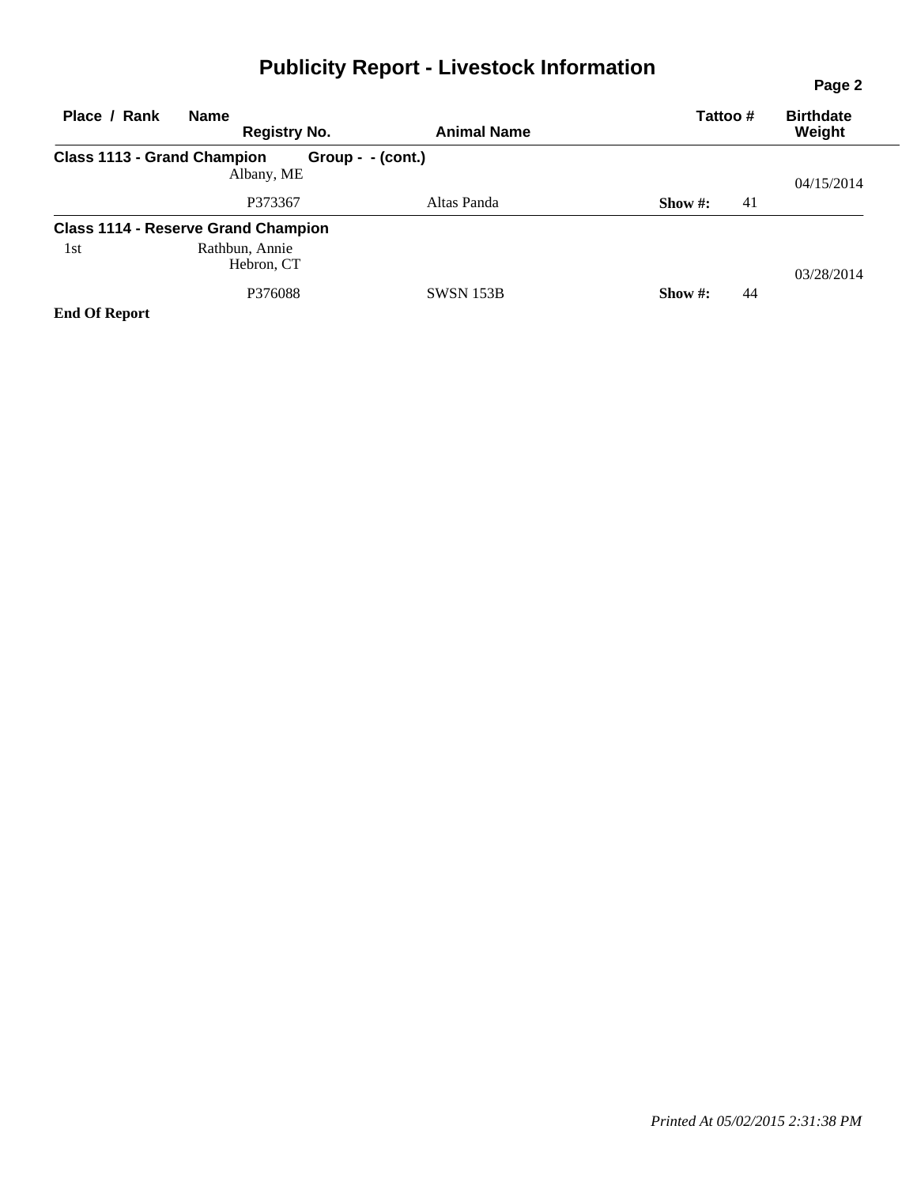# Publicity Report - Livestock Information

| Place / Rank | Name / Registry No. | Animal Name | Tattoo # | Birthdate / Weight |
| --- | --- | --- | --- | --- |
| **Class 1113 - Grand Champion** | **Group - - (cont.)** | | | |
| | Albany, ME | | | 04/15/2014 |
| | P373367 | Altas Panda | **Show #:** 41 | |
| **Class 1114 - Reserve Grand Champion** | | | | |
| 1st | Rathbun, Annie<br>Hebron, CT | | | 03/28/2014 |
| | P376088 | SWSN 153B | **Show #:** 44 | |

**End Of Report**

*Printed At 05/02/2015 2:31:38 PM*